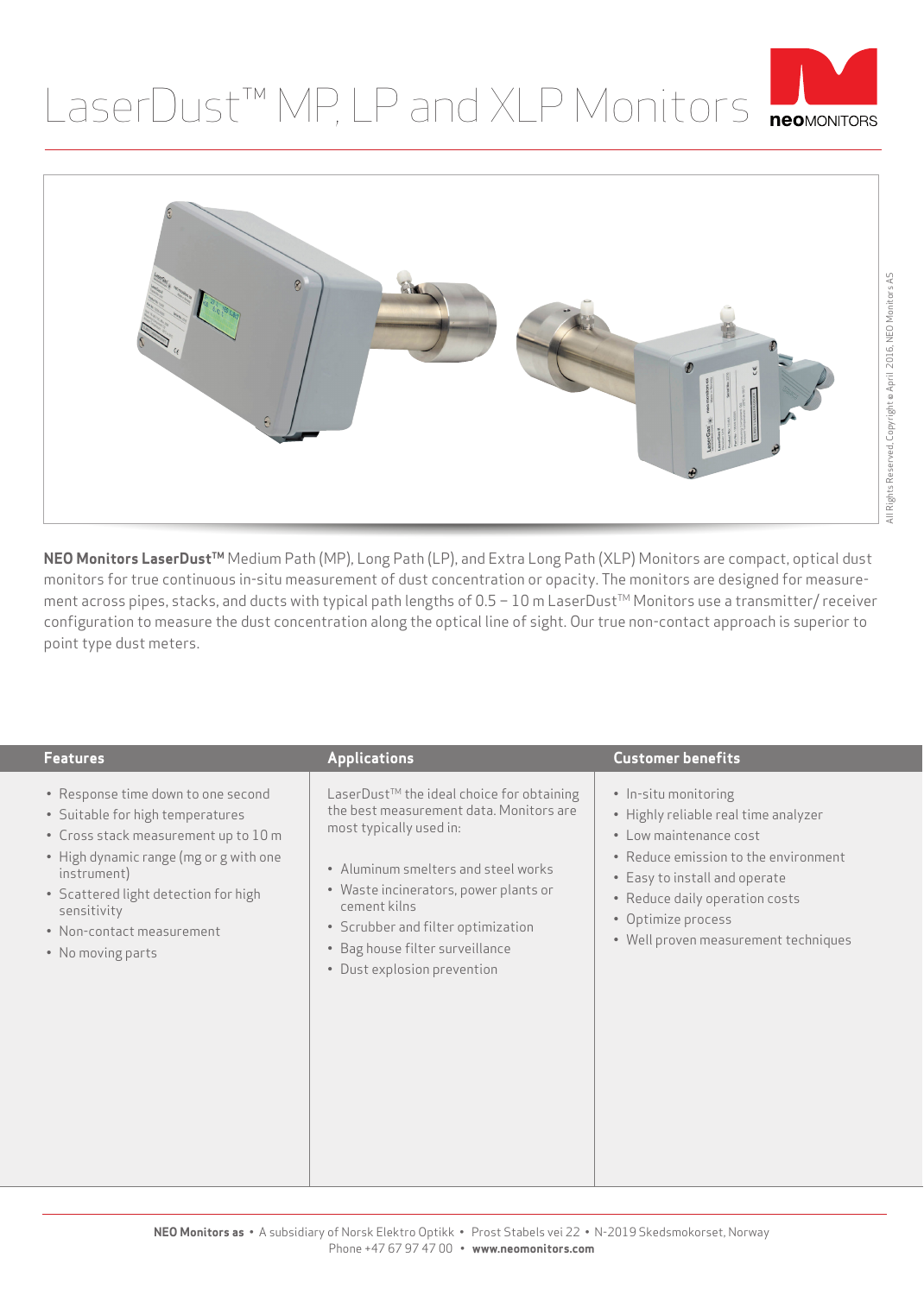# LaserDust™ MP, LP and XLP Monitors

**NEO Monitors LaserDust™** Medium Path (MP), Long Path (LP), and Extra Long Path (XLP) Monitors are compact, optical dust monitors for true continuous in-situ measurement of dust concentration or opacity. The monitors are designed for measurement across pipes, stacks, and ducts with typical path lengths of 0.5 – 10 m LaserDust™ Monitors use a transmitter/ receiver configuration to measure the dust concentration along the optical line of sight. Our true non-contact approach is superior to point type dust meters.

## Features

- Response time down to one second
- Suitable for high temperatures
- Cross stack measurement up to 10 m
- High dynamic range (mg or g with one instrument)
- Scattered light detection for high sensitivity
- Non-contact measurement
- No moving parts

## Applications

LaserDust™ the ideal choice for obtaining the best measurement data. Monitors are most typically used in:

- Aluminum smelters and steel works
- Waste incinerators, power plants or cement kilns
- Scrubber and filter optimization
- Bag house filter surveillance
- Dust explosion prevention

## Customer benefits

- In-situ monitoring
- Highly reliable real time analyzer
- Low maintenance cost
- Reduce emission to the environment
- Easy to install and operate
- Reduce daily operation costs
- Optimize process
- Well proven measurement techniques

**NEO Monitors as** • A subsidiary of Norsk Elektro Optikk • Prost Stabels vei 22 • N-2019 Skedsmokorset, Norway
Phone +47 67 97 47 00 • **www.neomonitors.com**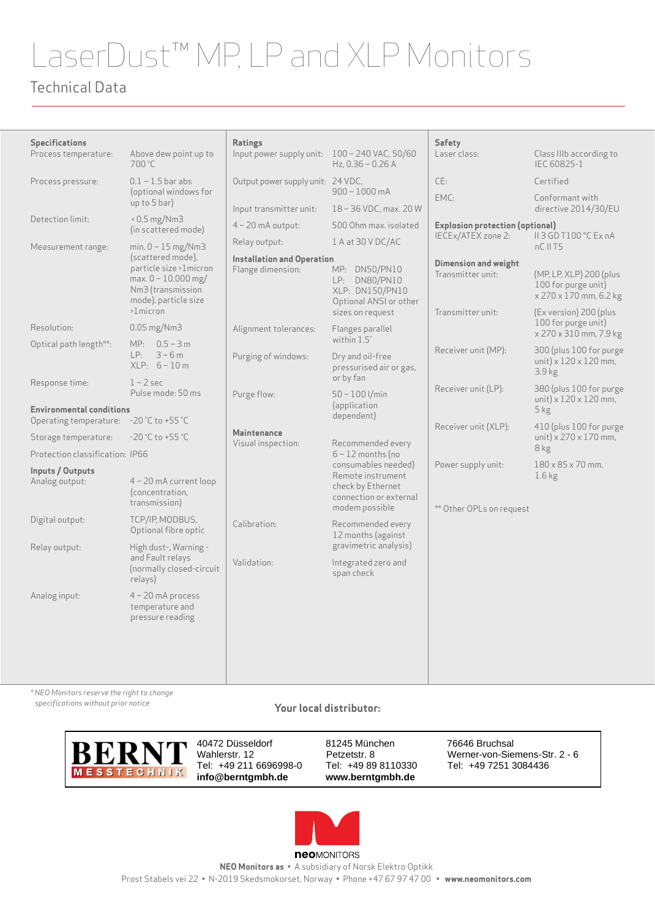# LaserDust™ MP, LP and XLP Monitors

## Technical Data

### Specifications

| | |
|---|---|
| Process temperature: | Above dew point up to 700 °C |
| Process pressure: | 0.1 – 1.5 bar abs (optional windows for up to 5 bar) |
| Detection limit: | < 0.5 mg/Nm3 (in scattered mode) |
| Measurement range: | min. 0 – 15 mg/Nm3 (scattered mode), particle size >1micron max. 0 – 10.000 mg/Nm3 (transmission mode), particle size >1micron |
| Resolution: | 0.05 mg/Nm3 |
| Optical path length**: | MP: 0.5 – 3 m<br>LP: 3 – 6 m<br>XLP: 6 – 10 m |
| Response time: | 1 – 2 sec<br>Pulse mode: 50 ms |

### Environmental conditions

| | |
|---|---|
| Operating temperature: | -20 °C to +55 °C |
| Storage temperature: | -20 °C to +55 °C |
| Protection classification: | IP66 |

### Inputs / Outputs

| | |
|---|---|
| Analog output: | 4 – 20 mA current loop (concentration, transmission) |
| Digital output: | TCP/IP, MODBUS, Optional fibre optic |
| Relay output: | High dust-, Warning - and Fault relays (normally closed-circuit relays) |
| Analog input: | 4 – 20 mA process temperature and pressure reading |

### Ratings

| | |
|---|---|
| Input power supply unit: | 100 – 240 VAC, 50/60 Hz, 0.36 – 0.26 A |
| Output power supply unit: | 24 VDC, 900 – 1000 mA |
| Input transmitter unit: | 18 – 36 VDC, max. 20 W |
| 4 – 20 mA output: | 500 Ohm max. isolated |
| Relay output: | 1 A at 30 V DC/AC |

### Installation and Operation

| | |
|---|---|
| Flange dimension: | MP: DN50/PN10<br>LP: DN80/PN10<br>XLP: DN150/PN10<br>Optional ANSI or other sizes on request |
| Alignment tolerances: | Flanges parallel within 1.5° |
| Purging of windows: | Dry and oil-free pressurised air or gas, or by fan |
| Purge flow: | 50 – 100 l/min (application dependent) |

### Maintenance

| | |
|---|---|
| Visual inspection: | Recommended every 6 – 12 months (no consumables needed) Remote instrument check by Ethernet connection or external modem possible |
| Calibration: | Recommended every 12 months (against gravimetric analysis) |
| Validation: | Integrated zero and span check |

### Safety

| | |
|---|---|
| Laser class: | Class IIIb according to IEC 60825-1 |
| CE: | Certified |
| EMC: | Conformant with directive 2014/30/EU |

### Explosion protection (optional)

| | |
|---|---|
| IECEx/ATEX zone 2: | II 3 GD T100 °C Ex nA nC II T5 |

### Dimension and weight

| | |
|---|---|
| Transmitter unit: | (MP, LP, XLP) 200 (plus 100 for purge unit) x 270 x 170 mm, 6.2 kg |
| Transmitter unit: | (Ex version) 200 (plus 100 for purge unit) x 270 x 310 mm, 7.9 kg |
| Receiver unit (MP): | 300 (plus 100 for purge unit) x 120 x 120 mm, 3.9 kg |
| Receiver unit (LP): | 380 (plus 100 for purge unit) x 120 x 120 mm, 5 kg |
| Receiver unit (XLP): | 410 (plus 100 for purge unit) x 270 x 170 mm, 8 kg |
| Power supply unit: | 180 x 85 x 70 mm, 1.6 kg |

** Other OPLs on request

*\* NEO Monitors reserve the right to change specifications without prior notice*

**Your local distributor:**

BERNT MESSTECHNIK

40472 Düsseldorf
Wahlerstr. 12
Tel: +49 211 6696998-0
**info@berntgmbh.de**

81245 München
Petzetstr. 8
Tel: +49 89 8110330
**www.berntgmbh.de**

76646 Bruchsal
Werner-von-Siemens-Str. 2 - 6
Tel: +49 7251 3084436

**neo**MONITORS

**NEO Monitors as** • A subsidiary of Norsk Elektro Optikk
Prost Stabels vei 22 • N-2019 Skedsmokorset, Norway • Phone +47 67 97 47 00 • **www.neomonitors.com**